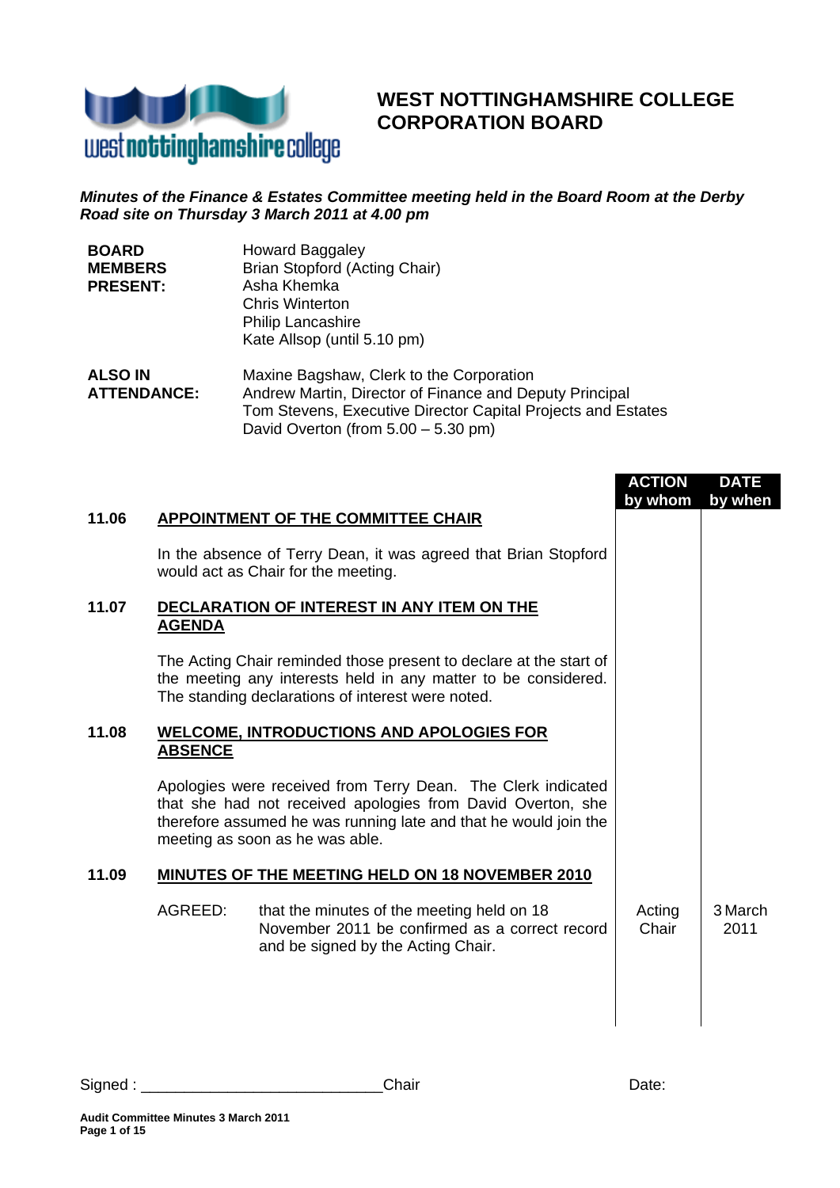# WEST NOTTINGHAMSHIRE COLLEGE CORPORATION BOARD

***Minutes of the Finance & Estates Committee meeting held in the Board Room at the Derby Road site on Thursday 3 March 2011 at 4.00 pm***

| | |
|---|---|
| **BOARD MEMBERS PRESENT:** | Howard Baggaley<br>Brian Stopford (Acting Chair)<br>Asha Khemka<br>Chris Winterton<br>Philip Lancashire<br>Kate Allsop (until 5.10 pm) |
| **ALSO IN ATTENDANCE:** | Maxine Bagshaw, Clerk to the Corporation<br>Andrew Martin, Director of Finance and Deputy Principal<br>Tom Stevens, Executive Director Capital Projects and Estates<br>David Overton (from 5.00 – 5.30 pm) |

| | | ACTION by whom | DATE by when |
|---|---|---|---|
| **11.06** | **<u>APPOINTMENT OF THE COMMITTEE CHAIR</u>** | | |
| | In the absence of Terry Dean, it was agreed that Brian Stopford would act as Chair for the meeting. | | |
| **11.07** | **<u>DECLARATION OF INTEREST IN ANY ITEM ON THE AGENDA</u>** | | |
| | The Acting Chair reminded those present to declare at the start of the meeting any interests held in any matter to be considered. The standing declarations of interest were noted. | | |
| **11.08** | **<u>WELCOME, INTRODUCTIONS AND APOLOGIES FOR ABSENCE</u>** | | |
| | Apologies were received from Terry Dean. The Clerk indicated that she had not received apologies from David Overton, she therefore assumed he was running late and that he would join the meeting as soon as he was able. | | |
| **11.09** | **<u>MINUTES OF THE MEETING HELD ON 18 NOVEMBER 2010</u>** | | |
| | AGREED: that the minutes of the meeting held on 18 November 2011 be confirmed as a correct record and be signed by the Acting Chair. | Acting Chair | 3 March 2011 |

Signed : ___________________________Chair Date: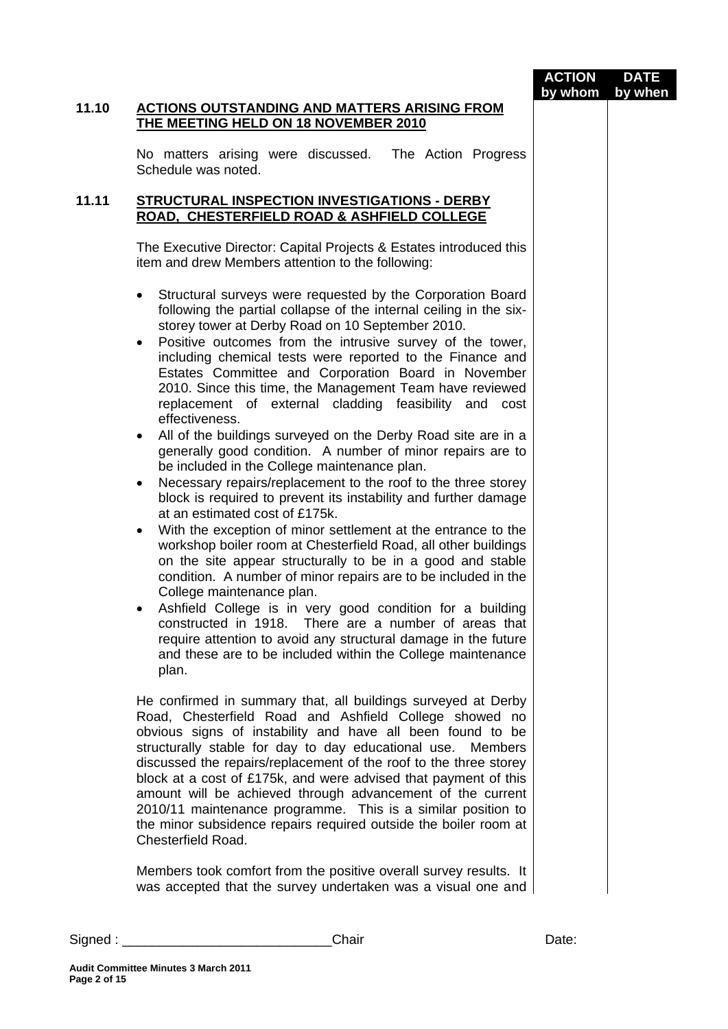| | | ACTION by whom | DATE by when |
|---|---|---|---|

**11.10 ACTIONS OUTSTANDING AND MATTERS ARISING FROM THE MEETING HELD ON 18 NOVEMBER 2010**

No matters arising were discussed. The Action Progress Schedule was noted.

**11.11 STRUCTURAL INSPECTION INVESTIGATIONS - DERBY ROAD, CHESTERFIELD ROAD & ASHFIELD COLLEGE**

The Executive Director: Capital Projects & Estates introduced this item and drew Members attention to the following:

- Structural surveys were requested by the Corporation Board following the partial collapse of the internal ceiling in the six-storey tower at Derby Road on 10 September 2010.
- Positive outcomes from the intrusive survey of the tower, including chemical tests were reported to the Finance and Estates Committee and Corporation Board in November 2010. Since this time, the Management Team have reviewed replacement of external cladding feasibility and cost effectiveness.
- All of the buildings surveyed on the Derby Road site are in a generally good condition. A number of minor repairs are to be included in the College maintenance plan.
- Necessary repairs/replacement to the roof to the three storey block is required to prevent its instability and further damage at an estimated cost of £175k.
- With the exception of minor settlement at the entrance to the workshop boiler room at Chesterfield Road, all other buildings on the site appear structurally to be in a good and stable condition. A number of minor repairs are to be included in the College maintenance plan.
- Ashfield College is in very good condition for a building constructed in 1918. There are a number of areas that require attention to avoid any structural damage in the future and these are to be included within the College maintenance plan.

He confirmed in summary that, all buildings surveyed at Derby Road, Chesterfield Road and Ashfield College showed no obvious signs of instability and have all been found to be structurally stable for day to day educational use. Members discussed the repairs/replacement of the roof to the three storey block at a cost of £175k, and were advised that payment of this amount will be achieved through advancement of the current 2010/11 maintenance programme. This is a similar position to the minor subsidence repairs required outside the boiler room at Chesterfield Road.

Members took comfort from the positive overall survey results. It was accepted that the survey undertaken was a visual one and

Signed : ____________________________Chair Date: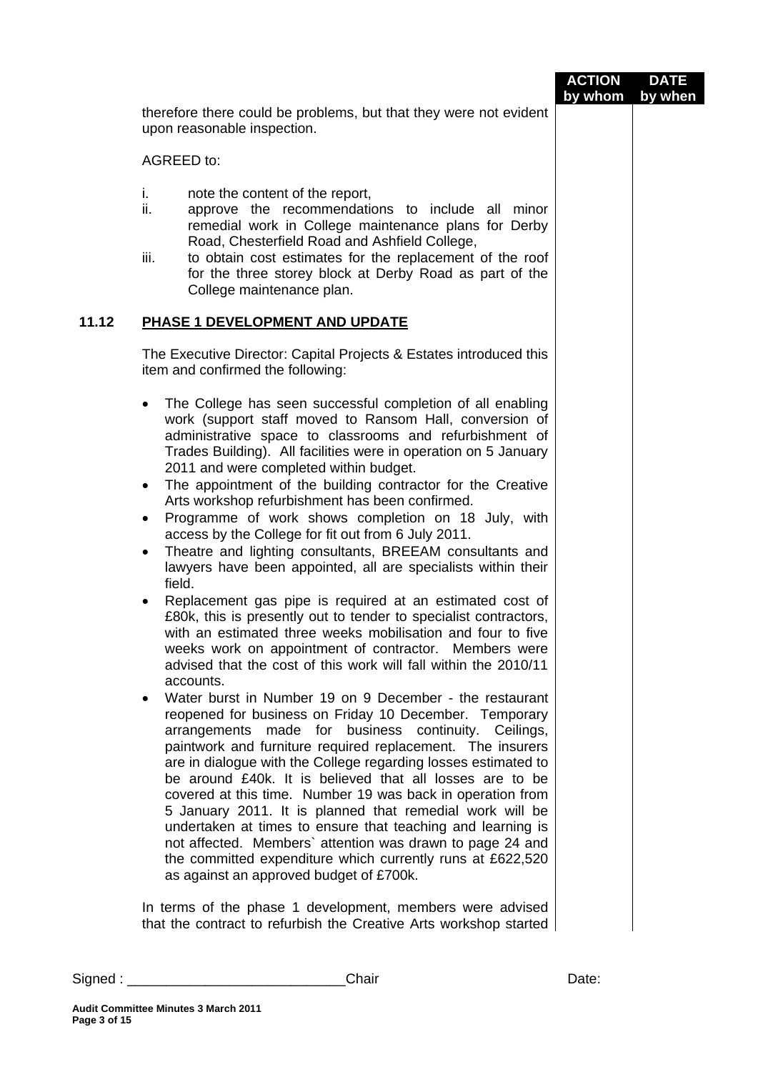| | | ACTION by whom | DATE by when |
|---|---|---|---|

therefore there could be problems, but that they were not evident upon reasonable inspection.

AGREED to:

i. note the content of the report,
ii. approve the recommendations to include all minor remedial work in College maintenance plans for Derby Road, Chesterfield Road and Ashfield College,
iii. to obtain cost estimates for the replacement of the roof for the three storey block at Derby Road as part of the College maintenance plan.

## 11.12 PHASE 1 DEVELOPMENT AND UPDATE

The Executive Director: Capital Projects & Estates introduced this item and confirmed the following:

- The College has seen successful completion of all enabling work (support staff moved to Ransom Hall, conversion of administrative space to classrooms and refurbishment of Trades Building). All facilities were in operation on 5 January 2011 and were completed within budget.
- The appointment of the building contractor for the Creative Arts workshop refurbishment has been confirmed.
- Programme of work shows completion on 18 July, with access by the College for fit out from 6 July 2011.
- Theatre and lighting consultants, BREEAM consultants and lawyers have been appointed, all are specialists within their field.
- Replacement gas pipe is required at an estimated cost of £80k, this is presently out to tender to specialist contractors, with an estimated three weeks mobilisation and four to five weeks work on appointment of contractor. Members were advised that the cost of this work will fall within the 2010/11 accounts.
- Water burst in Number 19 on 9 December - the restaurant reopened for business on Friday 10 December. Temporary arrangements made for business continuity. Ceilings, paintwork and furniture required replacement. The insurers are in dialogue with the College regarding losses estimated to be around £40k. It is believed that all losses are to be covered at this time. Number 19 was back in operation from 5 January 2011. It is planned that remedial work will be undertaken at times to ensure that teaching and learning is not affected. Members` attention was drawn to page 24 and the committed expenditure which currently runs at £622,520 as against an approved budget of £700k.

In terms of the phase 1 development, members were advised that the contract to refurbish the Creative Arts workshop started

Signed : ___________________________Chair Date: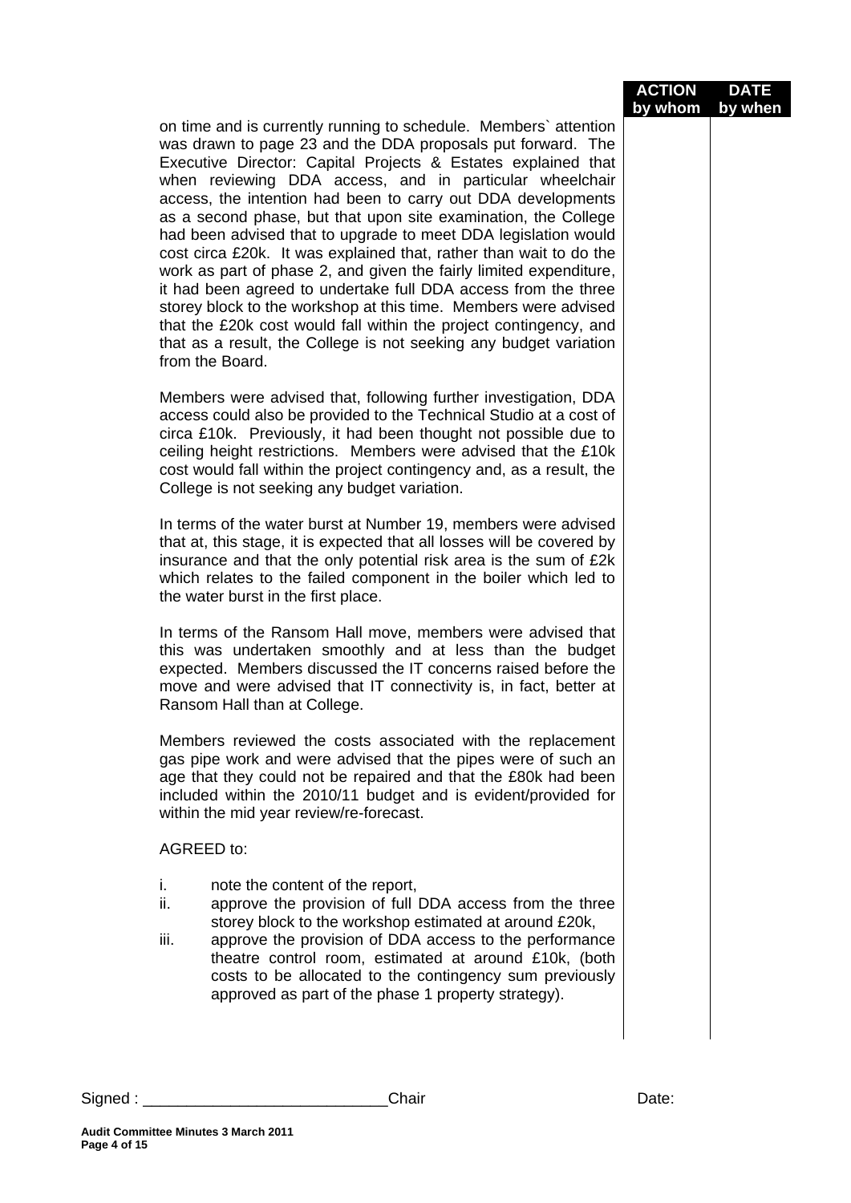| | ACTION by whom | DATE by when |
|---|---|---|
| on time and is currently running to schedule. Members` attention was drawn to page 23 and the DDA proposals put forward. The Executive Director: Capital Projects & Estates explained that when reviewing DDA access, and in particular wheelchair access, the intention had been to carry out DDA developments as a second phase, but that upon site examination, the College had been advised that to upgrade to meet DDA legislation would cost circa £20k. It was explained that, rather than wait to do the work as part of phase 2, and given the fairly limited expenditure, it had been agreed to undertake full DDA access from the three storey block to the workshop at this time. Members were advised that the £20k cost would fall within the project contingency, and that as a result, the College is not seeking any budget variation from the Board. | | |
| Members were advised that, following further investigation, DDA access could also be provided to the Technical Studio at a cost of circa £10k. Previously, it had been thought not possible due to ceiling height restrictions. Members were advised that the £10k cost would fall within the project contingency and, as a result, the College is not seeking any budget variation. | | |
| In terms of the water burst at Number 19, members were advised that at, this stage, it is expected that all losses will be covered by insurance and that the only potential risk area is the sum of £2k which relates to the failed component in the boiler which led to the water burst in the first place. | | |
| In terms of the Ransom Hall move, members were advised that this was undertaken smoothly and at less than the budget expected. Members discussed the IT concerns raised before the move and were advised that IT connectivity is, in fact, better at Ransom Hall than at College. | | |
| Members reviewed the costs associated with the replacement gas pipe work and were advised that the pipes were of such an age that they could not be repaired and that the £80k had been included within the 2010/11 budget and is evident/provided for within the mid year review/re-forecast. | | |
| AGREED to:<br><br>i. note the content of the report,<br>ii. approve the provision of full DDA access from the three storey block to the workshop estimated at around £20k,<br>iii. approve the provision of DDA access to the performance theatre control room, estimated at around £10k, (both costs to be allocated to the contingency sum previously approved as part of the phase 1 property strategy). | | |

Signed : ___________________________Chair Date: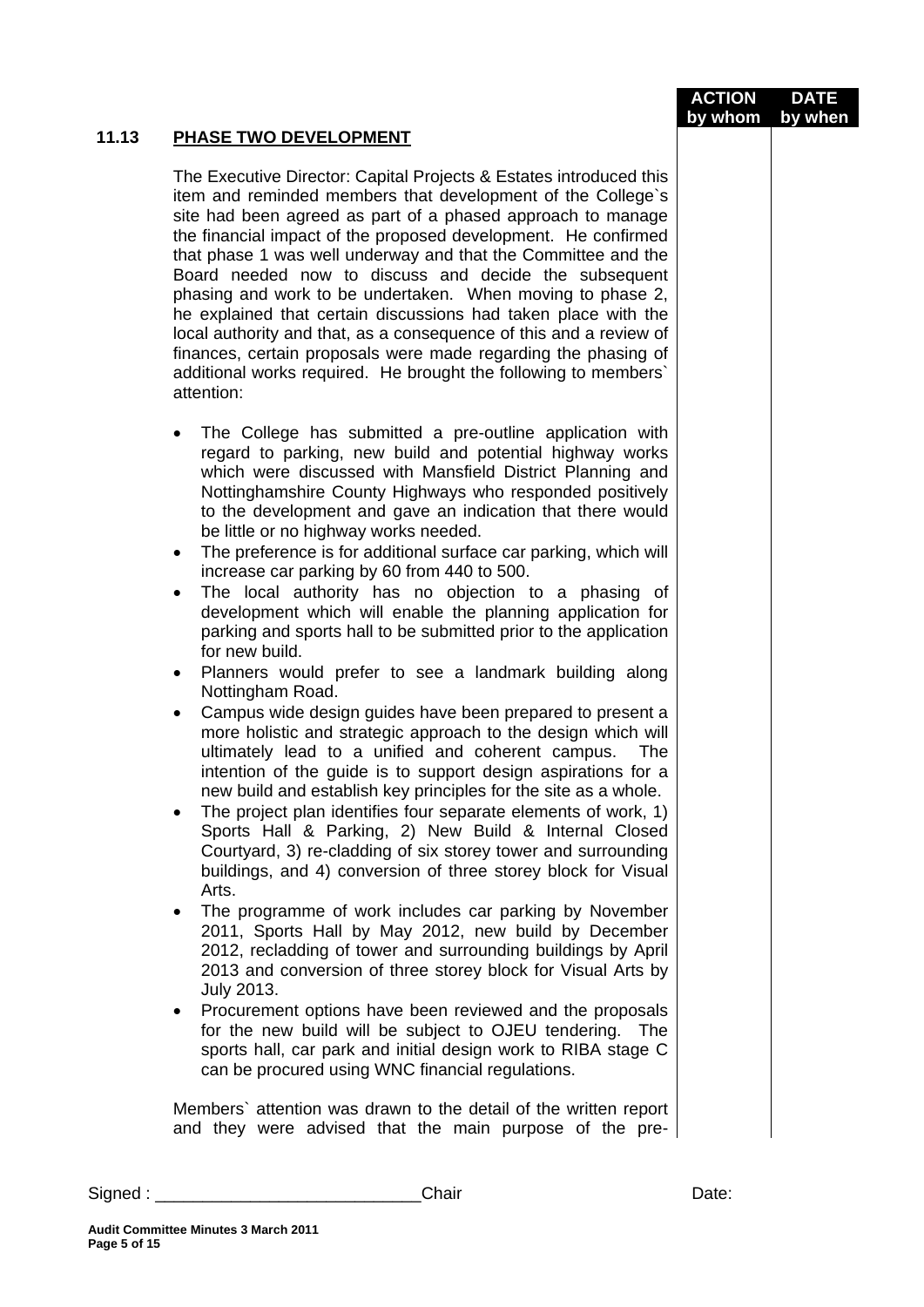| | | ACTION by whom | DATE by when |
|---|---|---|---|

**11.13 PHASE TWO DEVELOPMENT**

The Executive Director: Capital Projects & Estates introduced this item and reminded members that development of the College`s site had been agreed as part of a phased approach to manage the financial impact of the proposed development. He confirmed that phase 1 was well underway and that the Committee and the Board needed now to discuss and decide the subsequent phasing and work to be undertaken. When moving to phase 2, he explained that certain discussions had taken place with the local authority and that, as a consequence of this and a review of finances, certain proposals were made regarding the phasing of additional works required. He brought the following to members` attention:

- The College has submitted a pre-outline application with regard to parking, new build and potential highway works which were discussed with Mansfield District Planning and Nottinghamshire County Highways who responded positively to the development and gave an indication that there would be little or no highway works needed.
- The preference is for additional surface car parking, which will increase car parking by 60 from 440 to 500.
- The local authority has no objection to a phasing of development which will enable the planning application for parking and sports hall to be submitted prior to the application for new build.
- Planners would prefer to see a landmark building along Nottingham Road.
- Campus wide design guides have been prepared to present a more holistic and strategic approach to the design which will ultimately lead to a unified and coherent campus. The intention of the guide is to support design aspirations for a new build and establish key principles for the site as a whole.
- The project plan identifies four separate elements of work, 1) Sports Hall & Parking, 2) New Build & Internal Closed Courtyard, 3) re-cladding of six storey tower and surrounding buildings, and 4) conversion of three storey block for Visual Arts.
- The programme of work includes car parking by November 2011, Sports Hall by May 2012, new build by December 2012, recladding of tower and surrounding buildings by April 2013 and conversion of three storey block for Visual Arts by July 2013.
- Procurement options have been reviewed and the proposals for the new build will be subject to OJEU tendering. The sports hall, car park and initial design work to RIBA stage C can be procured using WNC financial regulations.

Members` attention was drawn to the detail of the written report and they were advised that the main purpose of the pre-

Signed : ___________________________Chair Date:

**Audit Committee Minutes 3 March 2011**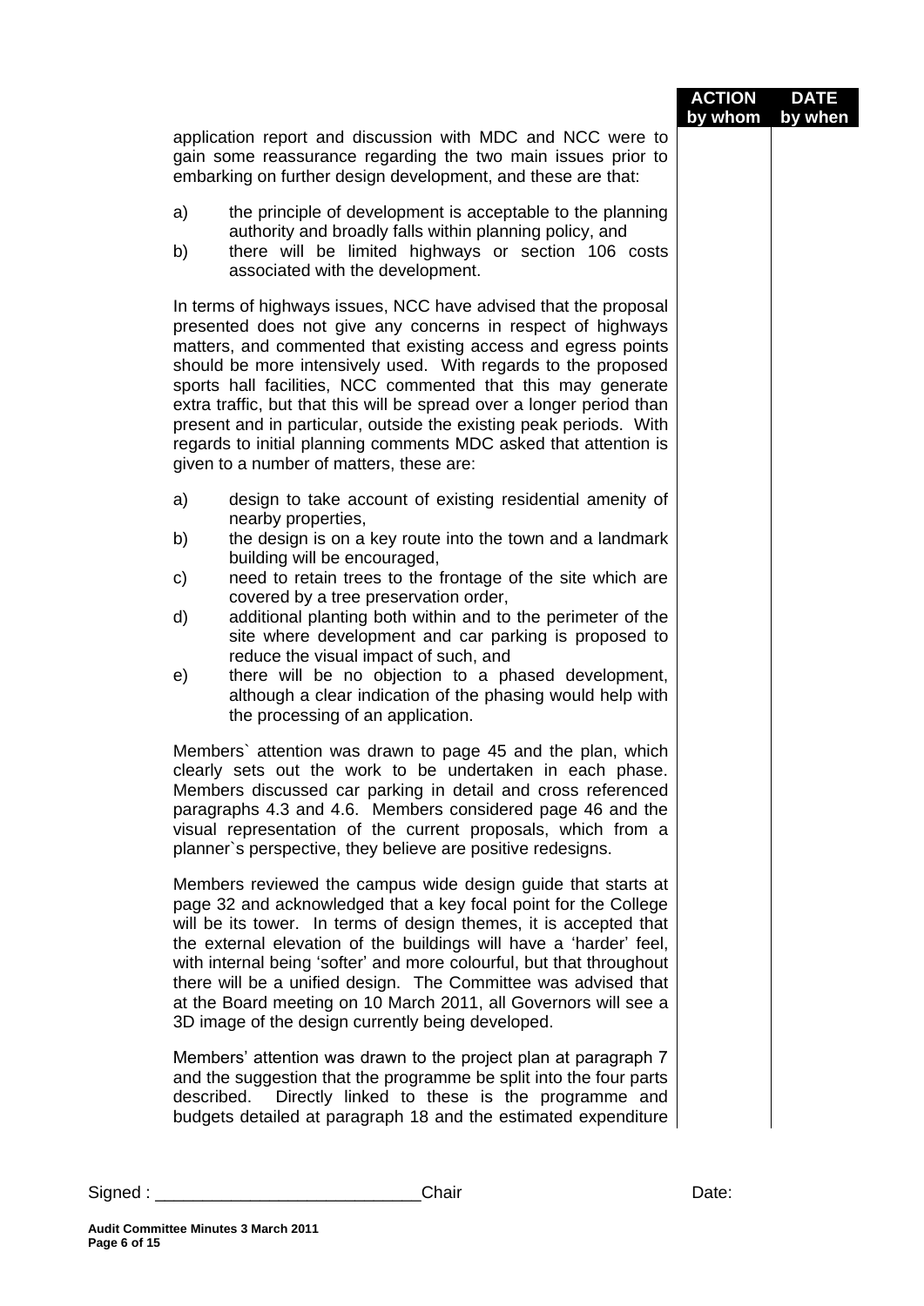| | ACTION by whom | DATE by when |
|---|---|---|
| application report and discussion with MDC and NCC were to gain some reassurance regarding the two main issues prior to embarking on further design development, and these are that: | | |

a) the principle of development is acceptable to the planning authority and broadly falls within planning policy, and

b) there will be limited highways or section 106 costs associated with the development.

In terms of highways issues, NCC have advised that the proposal presented does not give any concerns in respect of highways matters, and commented that existing access and egress points should be more intensively used. With regards to the proposed sports hall facilities, NCC commented that this may generate extra traffic, but that this will be spread over a longer period than present and in particular, outside the existing peak periods. With regards to initial planning comments MDC asked that attention is given to a number of matters, these are:

a) design to take account of existing residential amenity of nearby properties,

b) the design is on a key route into the town and a landmark building will be encouraged,

c) need to retain trees to the frontage of the site which are covered by a tree preservation order,

d) additional planting both within and to the perimeter of the site where development and car parking is proposed to reduce the visual impact of such, and

e) there will be no objection to a phased development, although a clear indication of the phasing would help with the processing of an application.

Members` attention was drawn to page 45 and the plan, which clearly sets out the work to be undertaken in each phase. Members discussed car parking in detail and cross referenced paragraphs 4.3 and 4.6. Members considered page 46 and the visual representation of the current proposals, which from a planner`s perspective, they believe are positive redesigns.

Members reviewed the campus wide design guide that starts at page 32 and acknowledged that a key focal point for the College will be its tower. In terms of design themes, it is accepted that the external elevation of the buildings will have a 'harder' feel, with internal being 'softer' and more colourful, but that throughout there will be a unified design. The Committee was advised that at the Board meeting on 10 March 2011, all Governors will see a 3D image of the design currently being developed.

Members' attention was drawn to the project plan at paragraph 7 and the suggestion that the programme be split into the four parts described. Directly linked to these is the programme and budgets detailed at paragraph 18 and the estimated expenditure

Signed : ___________________________Chair Date: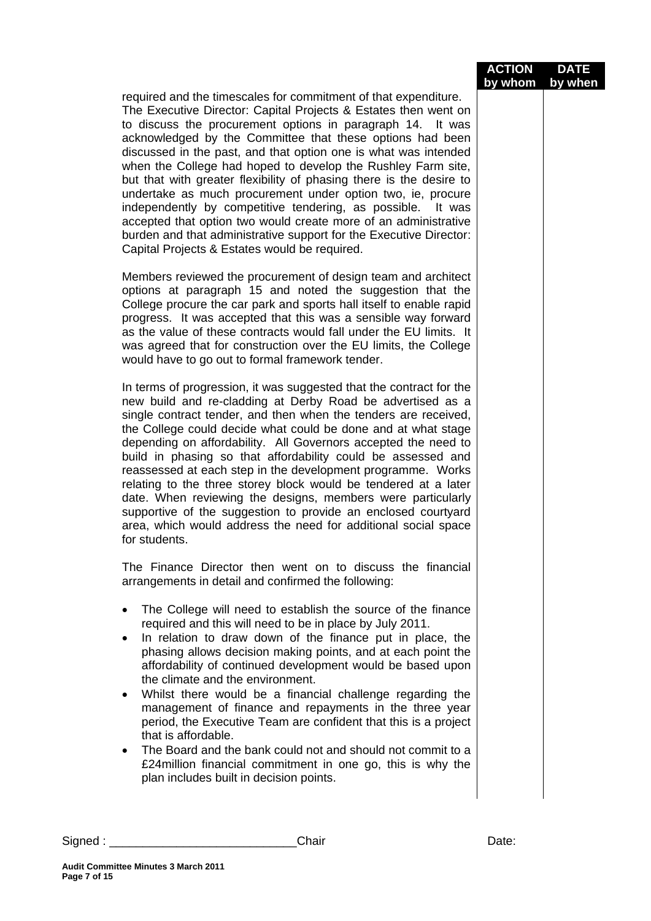| | ACTION by whom | DATE by when |
|---|---|---|
| required and the timescales for commitment of that expenditure. The Executive Director: Capital Projects & Estates then went on to discuss the procurement options in paragraph 14. It was acknowledged by the Committee that these options had been discussed in the past, and that option one is what was intended when the College had hoped to develop the Rushley Farm site, but that with greater flexibility of phasing there is the desire to undertake as much procurement under option two, ie, procure independently by competitive tendering, as possible. It was accepted that option two would create more of an administrative burden and that administrative support for the Executive Director: Capital Projects & Estates would be required. | | |

Members reviewed the procurement of design team and architect options at paragraph 15 and noted the suggestion that the College procure the car park and sports hall itself to enable rapid progress. It was accepted that this was a sensible way forward as the value of these contracts would fall under the EU limits. It was agreed that for construction over the EU limits, the College would have to go out to formal framework tender.

In terms of progression, it was suggested that the contract for the new build and re-cladding at Derby Road be advertised as a single contract tender, and then when the tenders are received, the College could decide what could be done and at what stage depending on affordability. All Governors accepted the need to build in phasing so that affordability could be assessed and reassessed at each step in the development programme. Works relating to the three storey block would be tendered at a later date. When reviewing the designs, members were particularly supportive of the suggestion to provide an enclosed courtyard area, which would address the need for additional social space for students.

The Finance Director then went on to discuss the financial arrangements in detail and confirmed the following:

- The College will need to establish the source of the finance required and this will need to be in place by July 2011.
- In relation to draw down of the finance put in place, the phasing allows decision making points, and at each point the affordability of continued development would be based upon the climate and the environment.
- Whilst there would be a financial challenge regarding the management of finance and repayments in the three year period, the Executive Team are confident that this is a project that is affordable.
- The Board and the bank could not and should not commit to a £24million financial commitment in one go, this is why the plan includes built in decision points.

Signed : ____________________________Chair Date: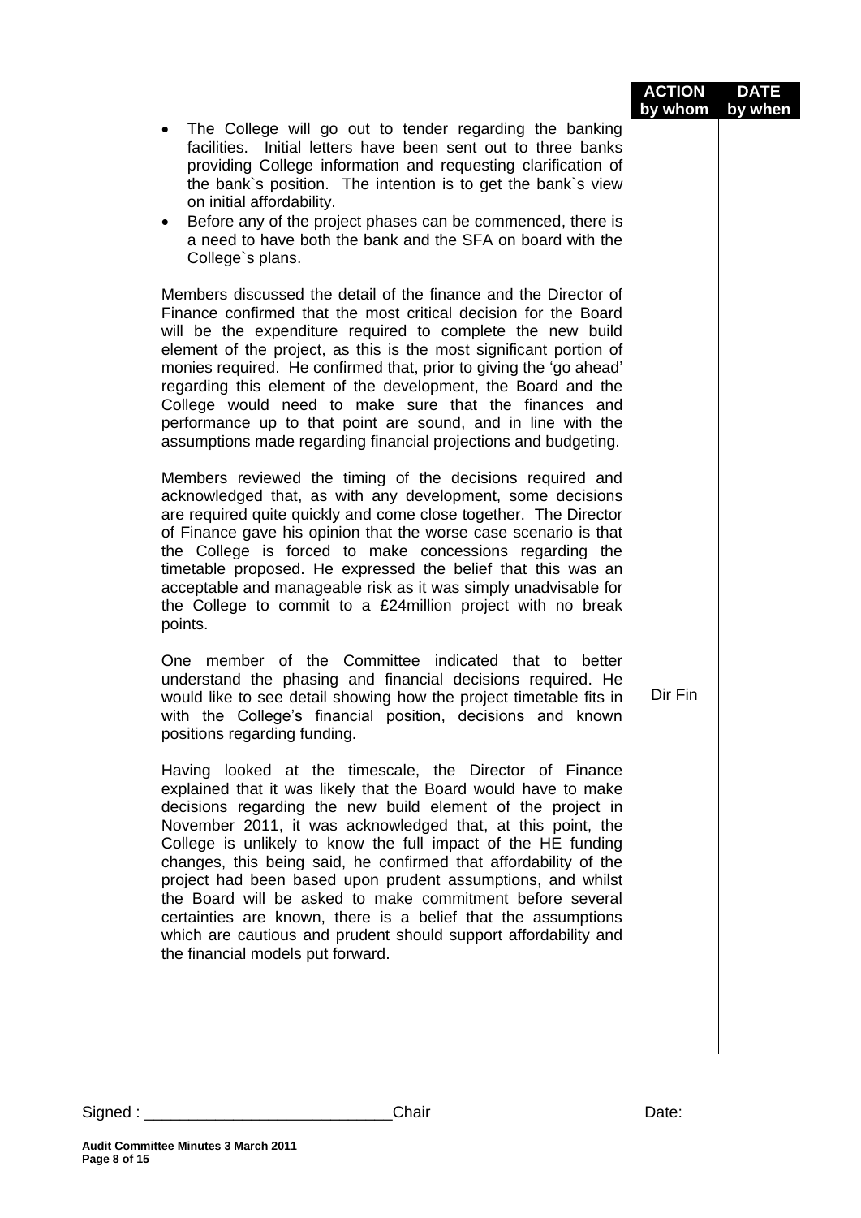| | ACTION by whom | DATE by when |
|---|---|---|
| • The College will go out to tender regarding the banking facilities. Initial letters have been sent out to three banks providing College information and requesting clarification of the bank`s position. The intention is to get the bank`s view on initial affordability.<br>• Before any of the project phases can be commenced, there is a need to have both the bank and the SFA on board with the College`s plans. | | |
| Members discussed the detail of the finance and the Director of Finance confirmed that the most critical decision for the Board will be the expenditure required to complete the new build element of the project, as this is the most significant portion of monies required. He confirmed that, prior to giving the 'go ahead' regarding this element of the development, the Board and the College would need to make sure that the finances and performance up to that point are sound, and in line with the assumptions made regarding financial projections and budgeting. | | |
| Members reviewed the timing of the decisions required and acknowledged that, as with any development, some decisions are required quite quickly and come close together. The Director of Finance gave his opinion that the worse case scenario is that the College is forced to make concessions regarding the timetable proposed. He expressed the belief that this was an acceptable and manageable risk as it was simply unadvisable for the College to commit to a £24million project with no break points. | | |
| One member of the Committee indicated that to better understand the phasing and financial decisions required. He would like to see detail showing how the project timetable fits in with the College's financial position, decisions and known positions regarding funding. | Dir Fin | |
| Having looked at the timescale, the Director of Finance explained that it was likely that the Board would have to make decisions regarding the new build element of the project in November 2011, it was acknowledged that, at this point, the College is unlikely to know the full impact of the HE funding changes, this being said, he confirmed that affordability of the project had been based upon prudent assumptions, and whilst the Board will be asked to make commitment before several certainties are known, there is a belief that the assumptions which are cautious and prudent should support affordability and the financial models put forward. | | |

Signed : ____________________________Chair Date: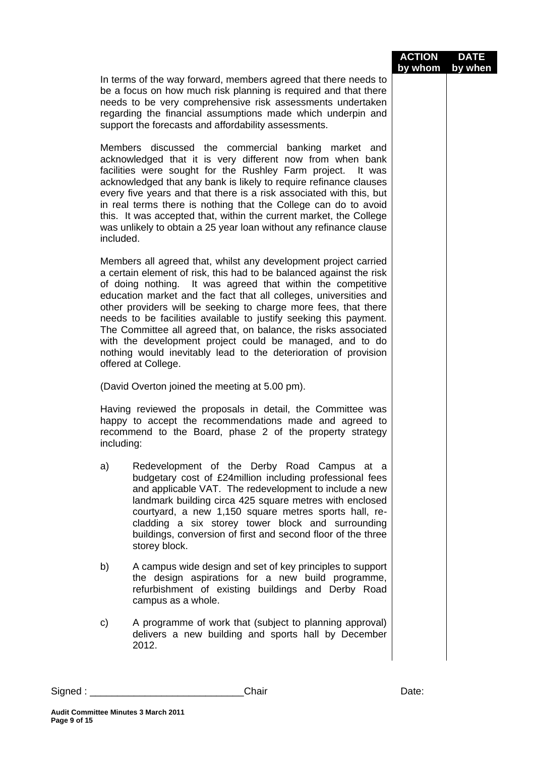| | ACTION by whom | DATE by when |
|---|---|---|
| In terms of the way forward, members agreed that there needs to be a focus on how much risk planning is required and that there needs to be very comprehensive risk assessments undertaken regarding the financial assumptions made which underpin and support the forecasts and affordability assessments. | | |

Members discussed the commercial banking market and acknowledged that it is very different now from when bank facilities were sought for the Rushley Farm project. It was acknowledged that any bank is likely to require refinance clauses every five years and that there is a risk associated with this, but in real terms there is nothing that the College can do to avoid this. It was accepted that, within the current market, the College was unlikely to obtain a 25 year loan without any refinance clause included.

Members all agreed that, whilst any development project carried a certain element of risk, this had to be balanced against the risk of doing nothing. It was agreed that within the competitive education market and the fact that all colleges, universities and other providers will be seeking to charge more fees, that there needs to be facilities available to justify seeking this payment. The Committee all agreed that, on balance, the risks associated with the development project could be managed, and to do nothing would inevitably lead to the deterioration of provision offered at College.

(David Overton joined the meeting at 5.00 pm).

Having reviewed the proposals in detail, the Committee was happy to accept the recommendations made and agreed to recommend to the Board, phase 2 of the property strategy including:

a) Redevelopment of the Derby Road Campus at a budgetary cost of £24million including professional fees and applicable VAT. The redevelopment to include a new landmark building circa 425 square metres with enclosed courtyard, a new 1,150 square metres sports hall, re-cladding a six storey tower block and surrounding buildings, conversion of first and second floor of the three storey block.

b) A campus wide design and set of key principles to support the design aspirations for a new build programme, refurbishment of existing buildings and Derby Road campus as a whole.

c) A programme of work that (subject to planning approval) delivers a new building and sports hall by December 2012.

Signed : ____________________________Chair Date: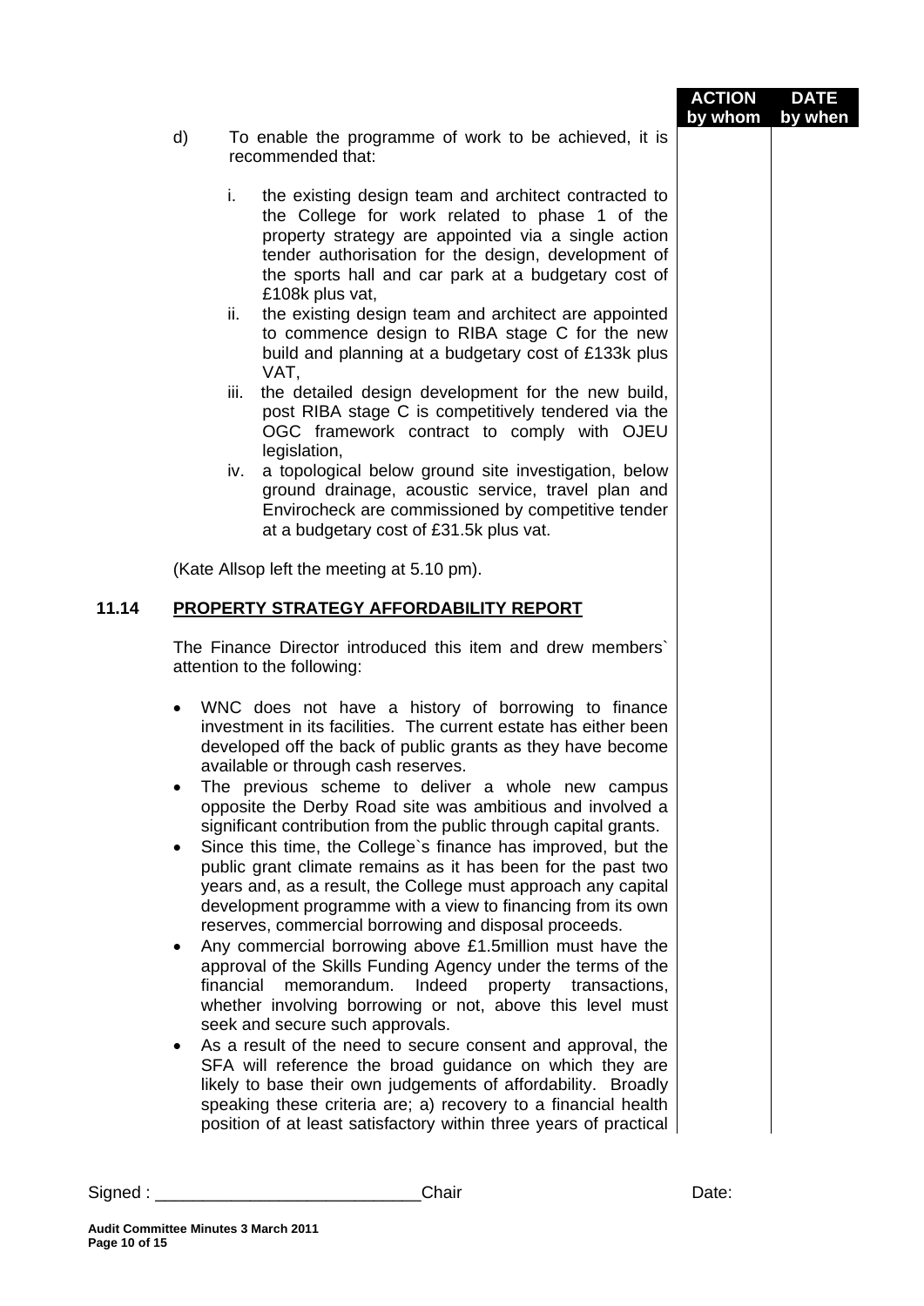| | ACTION by whom | DATE by when |
|---|---|---|
| | | |

d) To enable the programme of work to be achieved, it is recommended that:

i. the existing design team and architect contracted to the College for work related to phase 1 of the property strategy are appointed via a single action tender authorisation for the design, development of the sports hall and car park at a budgetary cost of £108k plus vat,

ii. the existing design team and architect are appointed to commence design to RIBA stage C for the new build and planning at a budgetary cost of £133k plus VAT,

iii. the detailed design development for the new build, post RIBA stage C is competitively tendered via the OGC framework contract to comply with OJEU legislation,

iv. a topological below ground site investigation, below ground drainage, acoustic service, travel plan and Envirocheck are commissioned by competitive tender at a budgetary cost of £31.5k plus vat.

(Kate Allsop left the meeting at 5.10 pm).

## 11.14 PROPERTY STRATEGY AFFORDABILITY REPORT

The Finance Director introduced this item and drew members` attention to the following:

- WNC does not have a history of borrowing to finance investment in its facilities. The current estate has either been developed off the back of public grants as they have become available or through cash reserves.
- The previous scheme to deliver a whole new campus opposite the Derby Road site was ambitious and involved a significant contribution from the public through capital grants.
- Since this time, the College`s finance has improved, but the public grant climate remains as it has been for the past two years and, as a result, the College must approach any capital development programme with a view to financing from its own reserves, commercial borrowing and disposal proceeds.
- Any commercial borrowing above £1.5million must have the approval of the Skills Funding Agency under the terms of the financial memorandum. Indeed property transactions, whether involving borrowing or not, above this level must seek and secure such approvals.
- As a result of the need to secure consent and approval, the SFA will reference the broad guidance on which they are likely to base their own judgements of affordability. Broadly speaking these criteria are; a) recovery to a financial health position of at least satisfactory within three years of practical

Signed : ___________________________Chair Date:

Audit Committee Minutes 3 March 2011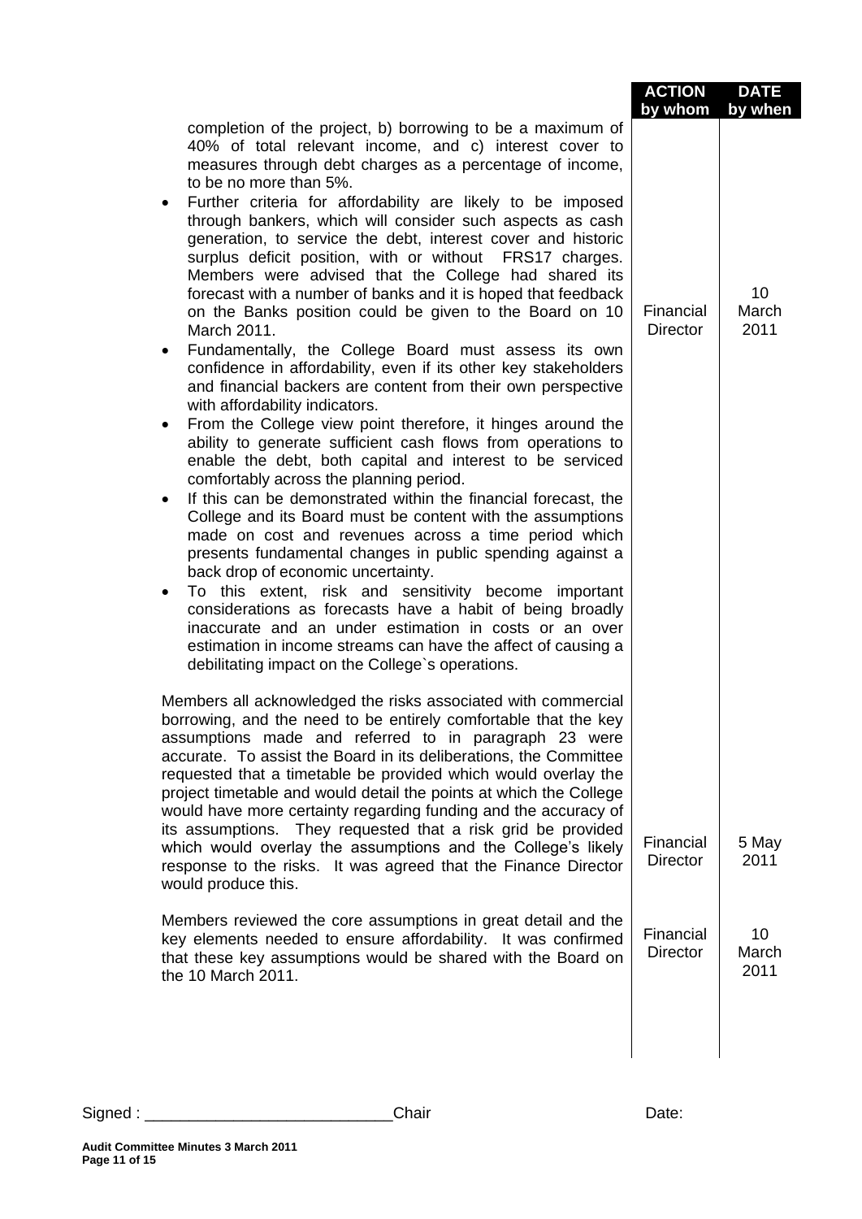| | ACTION by whom | DATE by when |
|---|---|---|
| completion of the project, b) borrowing to be a maximum of 40% of total relevant income, and c) interest cover to measures through debt charges as a percentage of income, to be no more than 5%. | | |
| • Further criteria for affordability are likely to be imposed through bankers, which will consider such aspects as cash generation, to service the debt, interest cover and historic surplus deficit position, with or without FRS17 charges. Members were advised that the College had shared its forecast with a number of banks and it is hoped that feedback on the Banks position could be given to the Board on 10 March 2011. | Financial Director | 10 March 2011 |
| • Fundamentally, the College Board must assess its own confidence in affordability, even if its other key stakeholders and financial backers are content from their own perspective with affordability indicators.<br>• From the College view point therefore, it hinges around the ability to generate sufficient cash flows from operations to enable the debt, both capital and interest to be serviced comfortably across the planning period.<br>• If this can be demonstrated within the financial forecast, the College and its Board must be content with the assumptions made on cost and revenues across a time period which presents fundamental changes in public spending against a back drop of economic uncertainty.<br>• To this extent, risk and sensitivity become important considerations as forecasts have a habit of being broadly inaccurate and an under estimation in costs or an over estimation in income streams can have the affect of causing a debilitating impact on the College`s operations. | | |
| Members all acknowledged the risks associated with commercial borrowing, and the need to be entirely comfortable that the key assumptions made and referred to in paragraph 23 were accurate. To assist the Board in its deliberations, the Committee requested that a timetable be provided which would overlay the project timetable and would detail the points at which the College would have more certainty regarding funding and the accuracy of its assumptions. They requested that a risk grid be provided which would overlay the assumptions and the College's likely response to the risks. It was agreed that the Finance Director would produce this. | Financial Director | 5 May 2011 |
| Members reviewed the core assumptions in great detail and the key elements needed to ensure affordability. It was confirmed that these key assumptions would be shared with the Board on the 10 March 2011. | Financial Director | 10 March 2011 |

Signed : ____________________________Chair Date: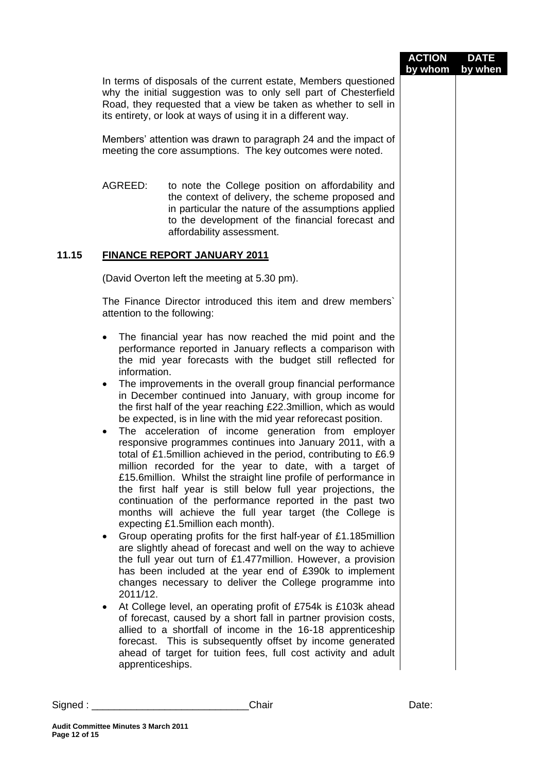| | ACTION by whom | DATE by when |
|---|---|---|

In terms of disposals of the current estate, Members questioned why the initial suggestion was to only sell part of Chesterfield Road, they requested that a view be taken as whether to sell in its entirety, or look at ways of using it in a different way.

Members' attention was drawn to paragraph 24 and the impact of meeting the core assumptions. The key outcomes were noted.

AGREED: to note the College position on affordability and the context of delivery, the scheme proposed and in particular the nature of the assumptions applied to the development of the financial forecast and affordability assessment.

## 11.15 FINANCE REPORT JANUARY 2011

(David Overton left the meeting at 5.30 pm).

The Finance Director introduced this item and drew members` attention to the following:

- The financial year has now reached the mid point and the performance reported in January reflects a comparison with the mid year forecasts with the budget still reflected for information.
- The improvements in the overall group financial performance in December continued into January, with group income for the first half of the year reaching £22.3million, which as would be expected, is in line with the mid year reforecast position.
- The acceleration of income generation from employer responsive programmes continues into January 2011, with a total of £1.5million achieved in the period, contributing to £6.9 million recorded for the year to date, with a target of £15.6million. Whilst the straight line profile of performance in the first half year is still below full year projections, the continuation of the performance reported in the past two months will achieve the full year target (the College is expecting £1.5million each month).
- Group operating profits for the first half-year of £1.185million are slightly ahead of forecast and well on the way to achieve the full year out turn of £1.477million. However, a provision has been included at the year end of £390k to implement changes necessary to deliver the College programme into 2011/12.
- At College level, an operating profit of £754k is £103k ahead of forecast, caused by a short fall in partner provision costs, allied to a shortfall of income in the 16-18 apprenticeship forecast. This is subsequently offset by income generated ahead of target for tuition fees, full cost activity and adult apprenticeships.

Signed : ___________________________Chair Date:

**Audit Committee Minutes 3 March 2011**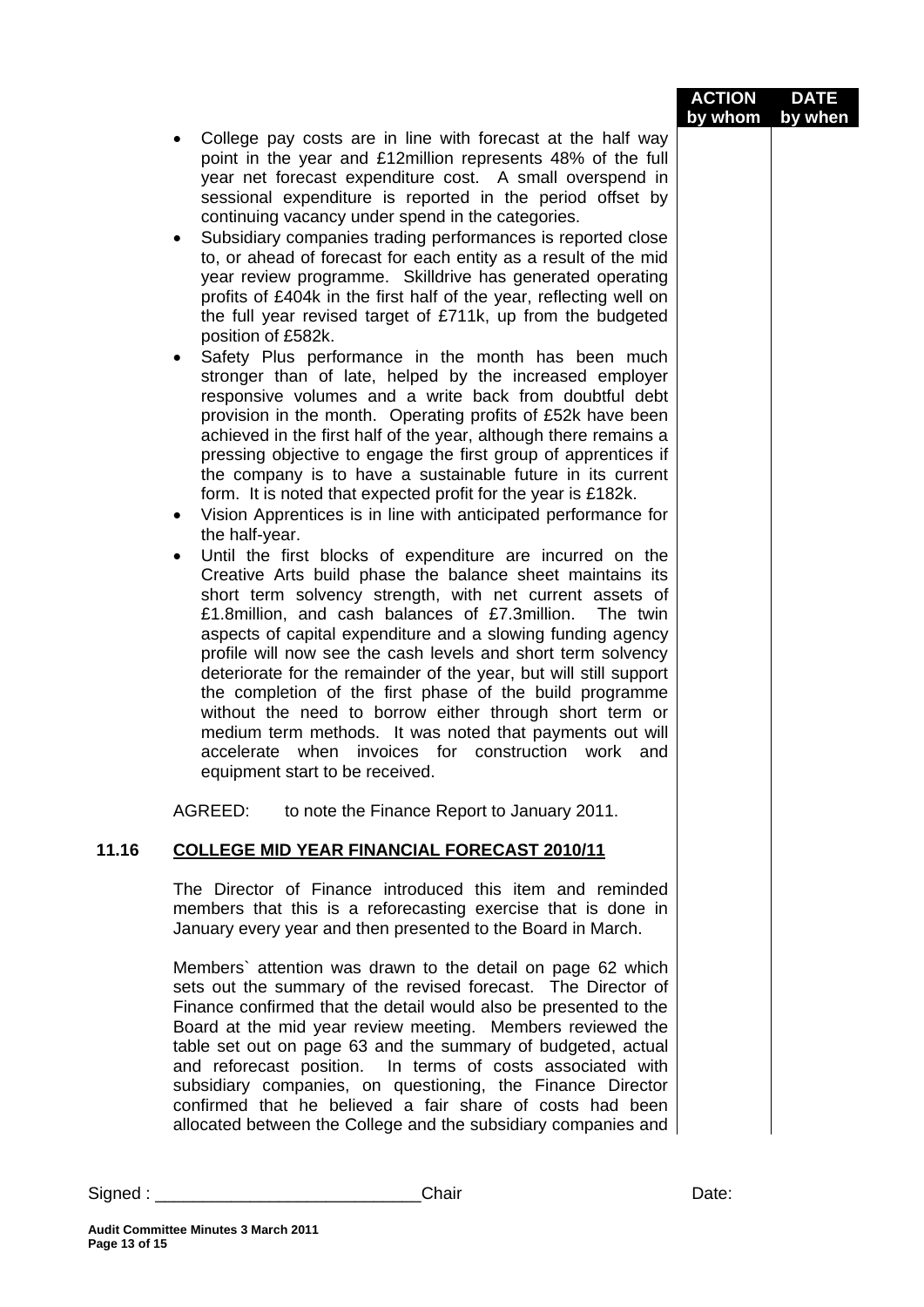| | | ACTION by whom | DATE by when |
|---|---|---|---|

- College pay costs are in line with forecast at the half way point in the year and £12million represents 48% of the full year net forecast expenditure cost. A small overspend in sessional expenditure is reported in the period offset by continuing vacancy under spend in the categories.
- Subsidiary companies trading performances is reported close to, or ahead of forecast for each entity as a result of the mid year review programme. Skilldrive has generated operating profits of £404k in the first half of the year, reflecting well on the full year revised target of £711k, up from the budgeted position of £582k.
- Safety Plus performance in the month has been much stronger than of late, helped by the increased employer responsive volumes and a write back from doubtful debt provision in the month. Operating profits of £52k have been achieved in the first half of the year, although there remains a pressing objective to engage the first group of apprentices if the company is to have a sustainable future in its current form. It is noted that expected profit for the year is £182k.
- Vision Apprentices is in line with anticipated performance for the half-year.
- Until the first blocks of expenditure are incurred on the Creative Arts build phase the balance sheet maintains its short term solvency strength, with net current assets of £1.8million, and cash balances of £7.3million. The twin aspects of capital expenditure and a slowing funding agency profile will now see the cash levels and short term solvency deteriorate for the remainder of the year, but will still support the completion of the first phase of the build programme without the need to borrow either through short term or medium term methods. It was noted that payments out will accelerate when invoices for construction work and equipment start to be received.

AGREED: to note the Finance Report to January 2011.

## 11.16 COLLEGE MID YEAR FINANCIAL FORECAST 2010/11

The Director of Finance introduced this item and reminded members that this is a reforecasting exercise that is done in January every year and then presented to the Board in March.

Members` attention was drawn to the detail on page 62 which sets out the summary of the revised forecast. The Director of Finance confirmed that the detail would also be presented to the Board at the mid year review meeting. Members reviewed the table set out on page 63 and the summary of budgeted, actual and reforecast position. In terms of costs associated with subsidiary companies, on questioning, the Finance Director confirmed that he believed a fair share of costs had been allocated between the College and the subsidiary companies and

Signed : ____________________________Chair Date: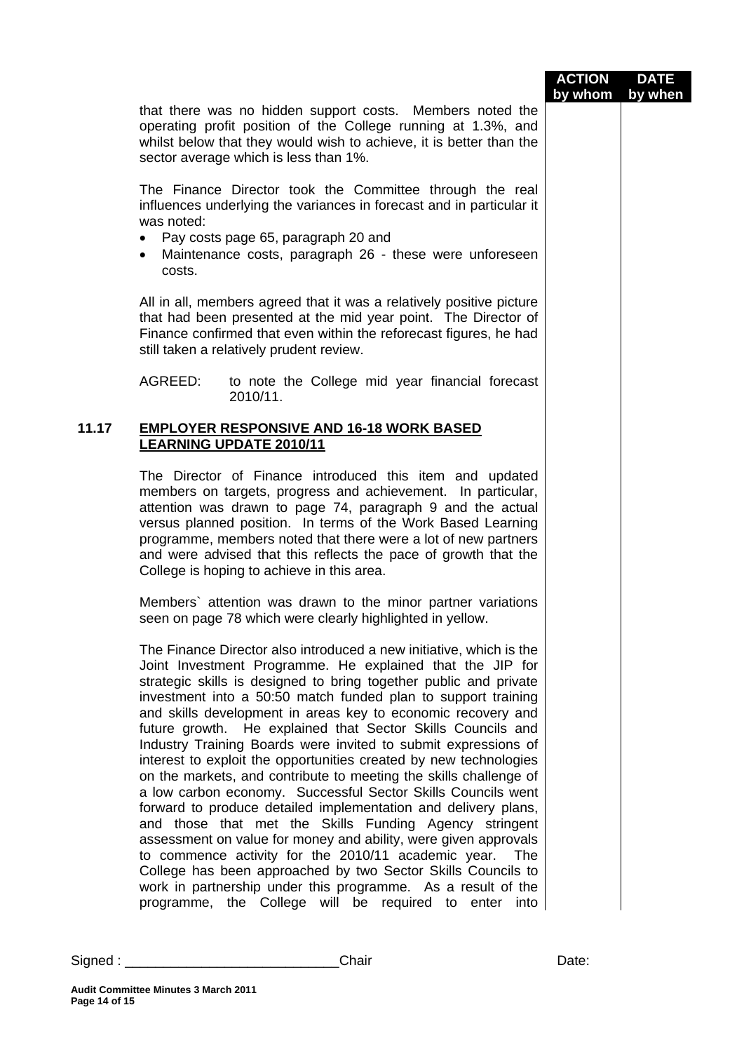| | | ACTION by whom | DATE by when |
|---|---|---|---|

that there was no hidden support costs. Members noted the operating profit position of the College running at 1.3%, and whilst below that they would wish to achieve, it is better than the sector average which is less than 1%.

The Finance Director took the Committee through the real influences underlying the variances in forecast and in particular it was noted:

- Pay costs page 65, paragraph 20 and
- Maintenance costs, paragraph 26 - these were unforeseen costs.

All in all, members agreed that it was a relatively positive picture that had been presented at the mid year point. The Director of Finance confirmed that even within the reforecast figures, he had still taken a relatively prudent review.

AGREED: to note the College mid year financial forecast 2010/11.

## 11.17 EMPLOYER RESPONSIVE AND 16-18 WORK BASED LEARNING UPDATE 2010/11

The Director of Finance introduced this item and updated members on targets, progress and achievement. In particular, attention was drawn to page 74, paragraph 9 and the actual versus planned position. In terms of the Work Based Learning programme, members noted that there were a lot of new partners and were advised that this reflects the pace of growth that the College is hoping to achieve in this area.

Members` attention was drawn to the minor partner variations seen on page 78 which were clearly highlighted in yellow.

The Finance Director also introduced a new initiative, which is the Joint Investment Programme. He explained that the JIP for strategic skills is designed to bring together public and private investment into a 50:50 match funded plan to support training and skills development in areas key to economic recovery and future growth. He explained that Sector Skills Councils and Industry Training Boards were invited to submit expressions of interest to exploit the opportunities created by new technologies on the markets, and contribute to meeting the skills challenge of a low carbon economy. Successful Sector Skills Councils went forward to produce detailed implementation and delivery plans, and those that met the Skills Funding Agency stringent assessment on value for money and ability, were given approvals to commence activity for the 2010/11 academic year. The College has been approached by two Sector Skills Councils to work in partnership under this programme. As a result of the programme, the College will be required to enter into

Signed : ____________________________Chair Date:

Audit Committee Minutes 3 March 2011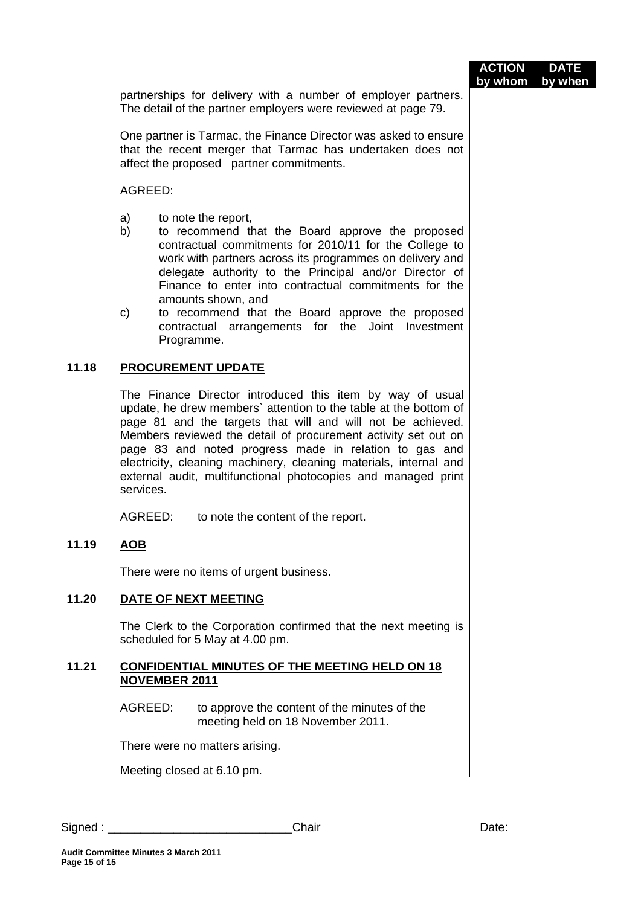| | ACTION by whom | DATE by when |
|---|---|---|

partnerships for delivery with a number of employer partners. The detail of the partner employers were reviewed at page 79.

One partner is Tarmac, the Finance Director was asked to ensure that the recent merger that Tarmac has undertaken does not affect the proposed partner commitments.

AGREED:

a) to note the report,
b) to recommend that the Board approve the proposed contractual commitments for 2010/11 for the College to work with partners across its programmes on delivery and delegate authority to the Principal and/or Director of Finance to enter into contractual commitments for the amounts shown, and
c) to recommend that the Board approve the proposed contractual arrangements for the Joint Investment Programme.

## 11.18 PROCUREMENT UPDATE

The Finance Director introduced this item by way of usual update, he drew members` attention to the table at the bottom of page 81 and the targets that will and will not be achieved. Members reviewed the detail of procurement activity set out on page 83 and noted progress made in relation to gas and electricity, cleaning machinery, cleaning materials, internal and external audit, multifunctional photocopies and managed print services.

AGREED: to note the content of the report.

## 11.19 AOB

There were no items of urgent business.

## 11.20 DATE OF NEXT MEETING

The Clerk to the Corporation confirmed that the next meeting is scheduled for 5 May at 4.00 pm.

## 11.21 CONFIDENTIAL MINUTES OF THE MEETING HELD ON 18 NOVEMBER 2011

AGREED: to approve the content of the minutes of the meeting held on 18 November 2011.

There were no matters arising.

Meeting closed at 6.10 pm.

Signed : ___________________________Chair Date:

**Audit Committee Minutes 3 March 2011**